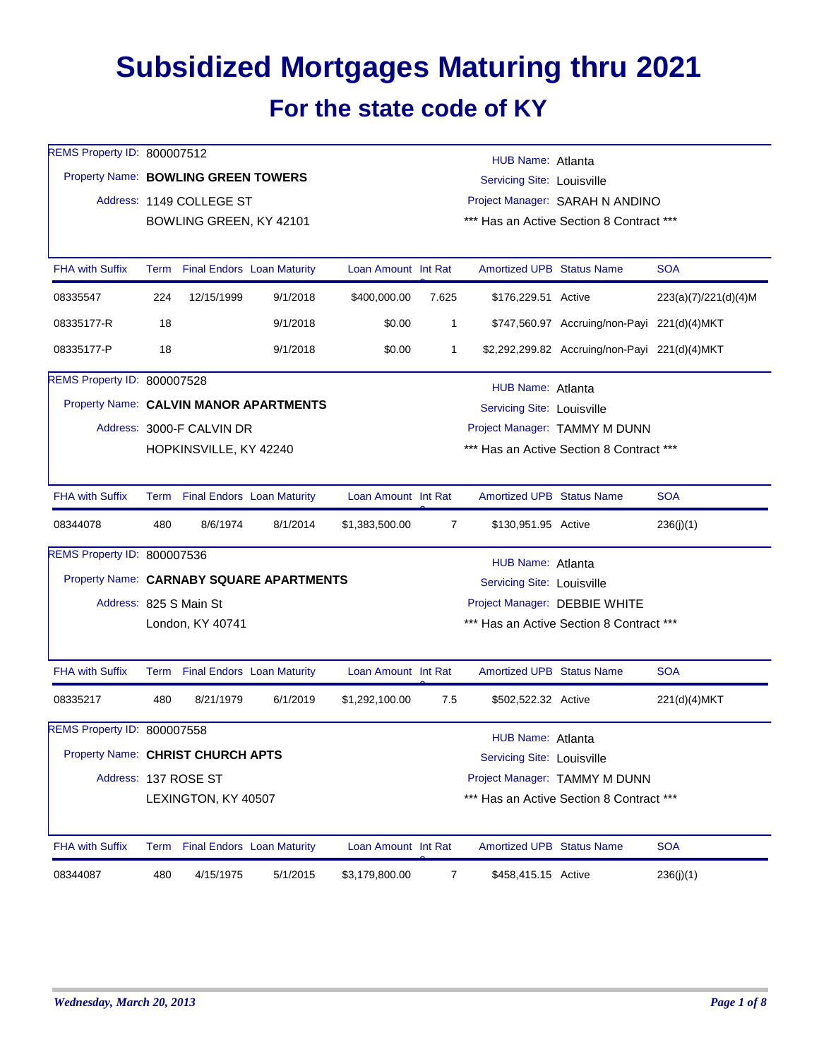# Subsidized Mortgages Maturing thru 2021

## For the state code of KY

REMS Property ID: 800007512
Property Name: **BOWLING GREEN TOWERS**
Address: 1149 COLLEGE ST
BOWLING GREEN, KY 42101

HUB Name: Atlanta
Servicing Site: Louisville
Project Manager: SARAH N ANDINO
*** Has an Active Section 8 Contract ***

| FHA with Suffix | Term | Final Endors | Loan Maturity | Loan Amount | Int Rate | Amortized UPB | Status Name | SOA |
|---|---|---|---|---|---|---|---|---|
| 08335547 | 224 | 12/15/1999 | 9/1/2018 | $400,000.00 | 7.625 | $176,229.51 | Active | 223(a)(7)/221(d)(4)M |
| 08335177-R | 18 | | 9/1/2018 | $0.00 | 1 | $747,560.97 | Accruing/non-Payi | 221(d)(4)MKT |
| 08335177-P | 18 | | 9/1/2018 | $0.00 | 1 | $2,292,299.82 | Accruing/non-Payi | 221(d)(4)MKT |

REMS Property ID: 800007528
Property Name: **CALVIN MANOR APARTMENTS**
Address: 3000-F CALVIN DR
HOPKINSVILLE, KY 42240

HUB Name: Atlanta
Servicing Site: Louisville
Project Manager: TAMMY M DUNN
*** Has an Active Section 8 Contract ***

| FHA with Suffix | Term | Final Endors | Loan Maturity | Loan Amount | Int Rate | Amortized UPB | Status Name | SOA |
|---|---|---|---|---|---|---|---|---|
| 08344078 | 480 | 8/6/1974 | 8/1/2014 | $1,383,500.00 | 7 | $130,951.95 | Active | 236(j)(1) |

REMS Property ID: 800007536
Property Name: **CARNABY SQUARE APARTMENTS**
Address: 825 S Main St
London, KY 40741

HUB Name: Atlanta
Servicing Site: Louisville
Project Manager: DEBBIE WHITE
*** Has an Active Section 8 Contract ***

| FHA with Suffix | Term | Final Endors | Loan Maturity | Loan Amount | Int Rate | Amortized UPB | Status Name | SOA |
|---|---|---|---|---|---|---|---|---|
| 08335217 | 480 | 8/21/1979 | 6/1/2019 | $1,292,100.00 | 7.5 | $502,522.32 | Active | 221(d)(4)MKT |

REMS Property ID: 800007558
Property Name: **CHRIST CHURCH APTS**
Address: 137 ROSE ST
LEXINGTON, KY 40507

HUB Name: Atlanta
Servicing Site: Louisville
Project Manager: TAMMY M DUNN
*** Has an Active Section 8 Contract ***

| FHA with Suffix | Term | Final Endors | Loan Maturity | Loan Amount | Int Rate | Amortized UPB | Status Name | SOA |
|---|---|---|---|---|---|---|---|---|
| 08344087 | 480 | 4/15/1975 | 5/1/2015 | $3,179,800.00 | 7 | $458,415.15 | Active | 236(j)(1) |

*Wednesday, March 20, 2013*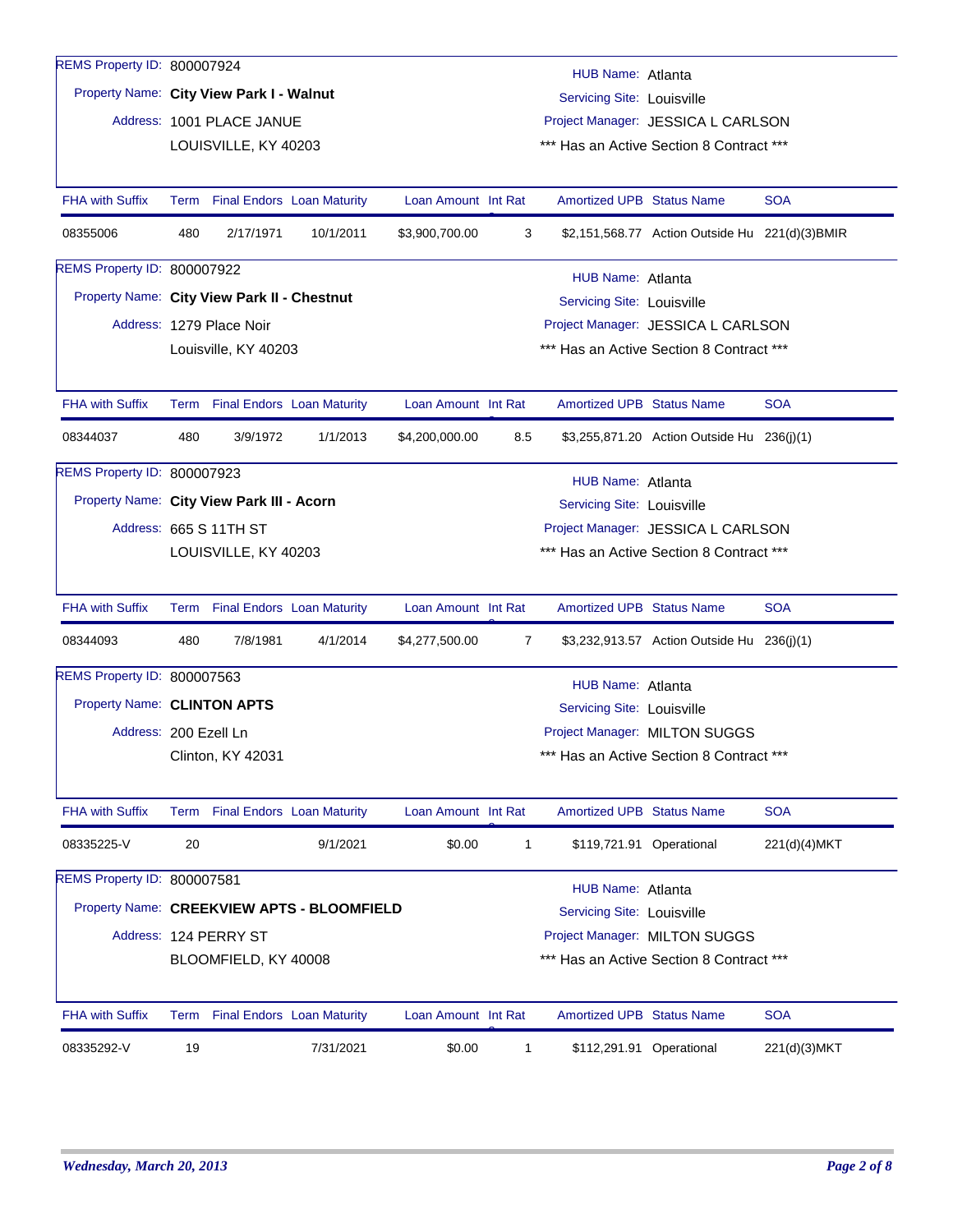REMS Property ID: 800007924

Property Name: **City View Park I - Walnut**

Address: 1001 PLACE JANUE
LOUISVILLE, KY 40203

HUB Name: Atlanta
Servicing Site: Louisville
Project Manager: JESSICA L CARLSON
*** Has an Active Section 8 Contract ***

| FHA with Suffix | Term | Final Endors | Loan Maturity | Loan Amount | Int Rat | Amortized UPB | Status Name | SOA |
|---|---|---|---|---|---|---|---|---|
| 08355006 | 480 | 2/17/1971 | 10/1/2011 | $3,900,700.00 | 3 | $2,151,568.77 | Action Outside Hu | 221(d)(3)BMIR |

REMS Property ID: 800007922

Property Name: **City View Park II - Chestnut**

Address: 1279 Place Noir
Louisville, KY 40203

HUB Name: Atlanta
Servicing Site: Louisville
Project Manager: JESSICA L CARLSON
*** Has an Active Section 8 Contract ***

| FHA with Suffix | Term | Final Endors | Loan Maturity | Loan Amount | Int Rat | Amortized UPB | Status Name | SOA |
|---|---|---|---|---|---|---|---|---|
| 08344037 | 480 | 3/9/1972 | 1/1/2013 | $4,200,000.00 | 8.5 | $3,255,871.20 | Action Outside Hu | 236(j)(1) |

REMS Property ID: 800007923

Property Name: **City View Park III - Acorn**

Address: 665 S 11TH ST
LOUISVILLE, KY 40203

HUB Name: Atlanta
Servicing Site: Louisville
Project Manager: JESSICA L CARLSON
*** Has an Active Section 8 Contract ***

| FHA with Suffix | Term | Final Endors | Loan Maturity | Loan Amount | Int Rat | Amortized UPB | Status Name | SOA |
|---|---|---|---|---|---|---|---|---|
| 08344093 | 480 | 7/8/1981 | 4/1/2014 | $4,277,500.00 | 7 | $3,232,913.57 | Action Outside Hu | 236(j)(1) |

REMS Property ID: 800007563

Property Name: **CLINTON APTS**

Address: 200 Ezell Ln
Clinton, KY 42031

HUB Name: Atlanta
Servicing Site: Louisville
Project Manager: MILTON SUGGS
*** Has an Active Section 8 Contract ***

| FHA with Suffix | Term | Final Endors | Loan Maturity | Loan Amount | Int Rat | Amortized UPB | Status Name | SOA |
|---|---|---|---|---|---|---|---|---|
| 08335225-V | 20 | | 9/1/2021 | $0.00 | 1 | $119,721.91 | Operational | 221(d)(4)MKT |

REMS Property ID: 800007581

Property Name: **CREEKVIEW APTS - BLOOMFIELD**

Address: 124 PERRY ST
BLOOMFIELD, KY 40008

HUB Name: Atlanta
Servicing Site: Louisville
Project Manager: MILTON SUGGS
*** Has an Active Section 8 Contract ***

| FHA with Suffix | Term | Final Endors | Loan Maturity | Loan Amount | Int Rat | Amortized UPB | Status Name | SOA |
|---|---|---|---|---|---|---|---|---|
| 08335292-V | 19 | | 7/31/2021 | $0.00 | 1 | $112,291.91 | Operational | 221(d)(3)MKT |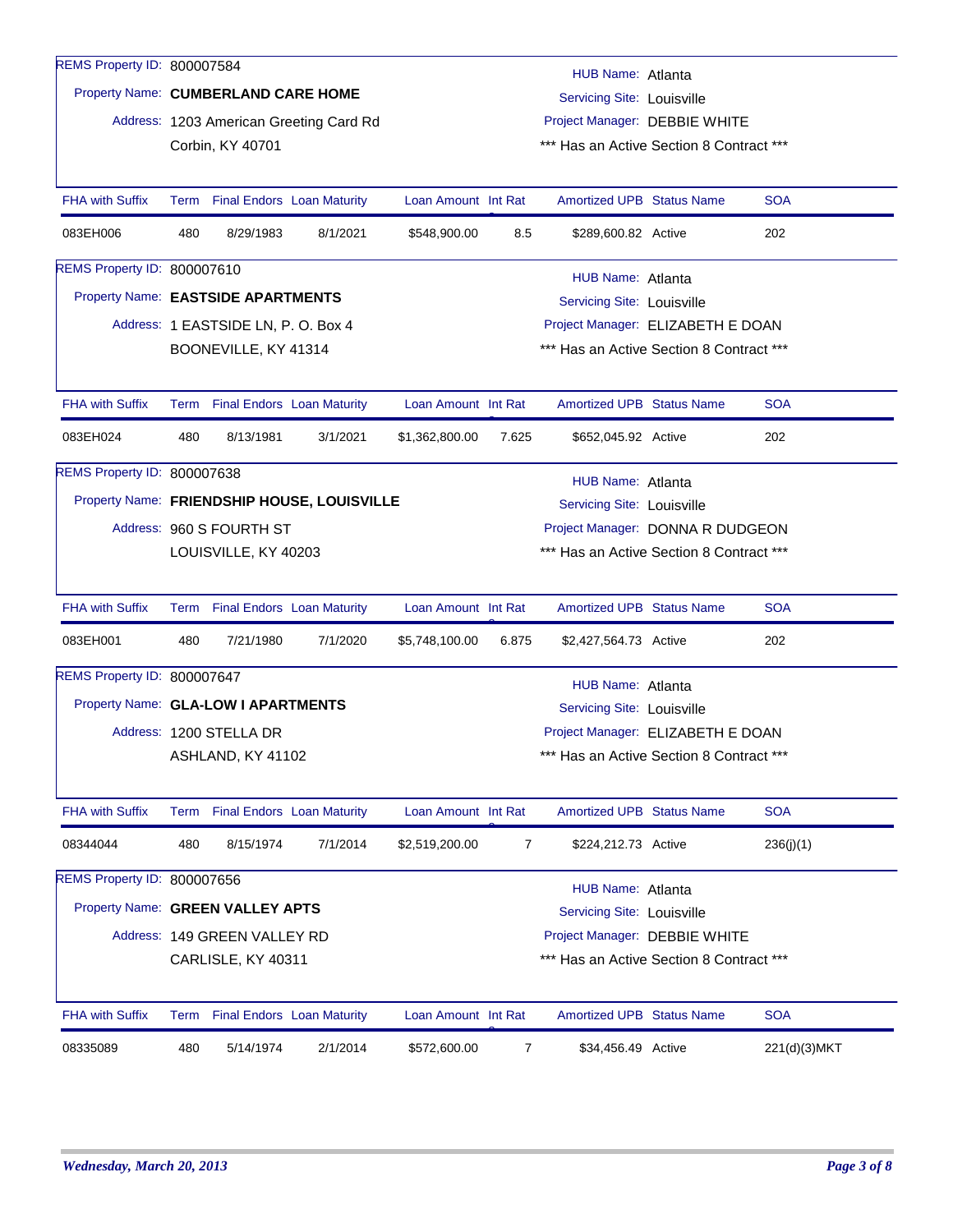REMS Property ID: 800007584

Property Name: **CUMBERLAND CARE HOME**

Address: 1203 American Greeting Card Rd
Corbin, KY 40701

HUB Name: Atlanta
Servicing Site: Louisville
Project Manager: DEBBIE WHITE
*** Has an Active Section 8 Contract ***

| FHA with Suffix | Term | Final Endors | Loan Maturity | Loan Amount | Int Rat | Amortized UPB | Status Name | SOA |
|---|---|---|---|---|---|---|---|---|
| 083EH006 | 480 | 8/29/1983 | 8/1/2021 | $548,900.00 | 8.5 | $289,600.82 | Active | 202 |

REMS Property ID: 800007610

Property Name: **EASTSIDE APARTMENTS**

Address: 1 EASTSIDE LN, P. O. Box 4
BOONEVILLE, KY 41314

HUB Name: Atlanta
Servicing Site: Louisville
Project Manager: ELIZABETH E DOAN
*** Has an Active Section 8 Contract ***

| FHA with Suffix | Term | Final Endors | Loan Maturity | Loan Amount | Int Rat | Amortized UPB | Status Name | SOA |
|---|---|---|---|---|---|---|---|---|
| 083EH024 | 480 | 8/13/1981 | 3/1/2021 | $1,362,800.00 | 7.625 | $652,045.92 | Active | 202 |

REMS Property ID: 800007638

Property Name: **FRIENDSHIP HOUSE, LOUISVILLE**

Address: 960 S FOURTH ST
LOUISVILLE, KY 40203

HUB Name: Atlanta
Servicing Site: Louisville
Project Manager: DONNA R DUDGEON
*** Has an Active Section 8 Contract ***

| FHA with Suffix | Term | Final Endors | Loan Maturity | Loan Amount | Int Rat | Amortized UPB | Status Name | SOA |
|---|---|---|---|---|---|---|---|---|
| 083EH001 | 480 | 7/21/1980 | 7/1/2020 | $5,748,100.00 | 6.875 | $2,427,564.73 | Active | 202 |

REMS Property ID: 800007647

Property Name: **GLA-LOW I APARTMENTS**

Address: 1200 STELLA DR
ASHLAND, KY 41102

HUB Name: Atlanta
Servicing Site: Louisville
Project Manager: ELIZABETH E DOAN
*** Has an Active Section 8 Contract ***

| FHA with Suffix | Term | Final Endors | Loan Maturity | Loan Amount | Int Rat | Amortized UPB | Status Name | SOA |
|---|---|---|---|---|---|---|---|---|
| 08344044 | 480 | 8/15/1974 | 7/1/2014 | $2,519,200.00 | 7 | $224,212.73 | Active | 236(j)(1) |

REMS Property ID: 800007656

Property Name: **GREEN VALLEY APTS**

Address: 149 GREEN VALLEY RD
CARLISLE, KY 40311

HUB Name: Atlanta
Servicing Site: Louisville
Project Manager: DEBBIE WHITE
*** Has an Active Section 8 Contract ***

| FHA with Suffix | Term | Final Endors | Loan Maturity | Loan Amount | Int Rat | Amortized UPB | Status Name | SOA |
|---|---|---|---|---|---|---|---|---|
| 08335089 | 480 | 5/14/1974 | 2/1/2014 | $572,600.00 | 7 | $34,456.49 | Active | 221(d)(3)MKT |

*Wednesday, March 20, 2013*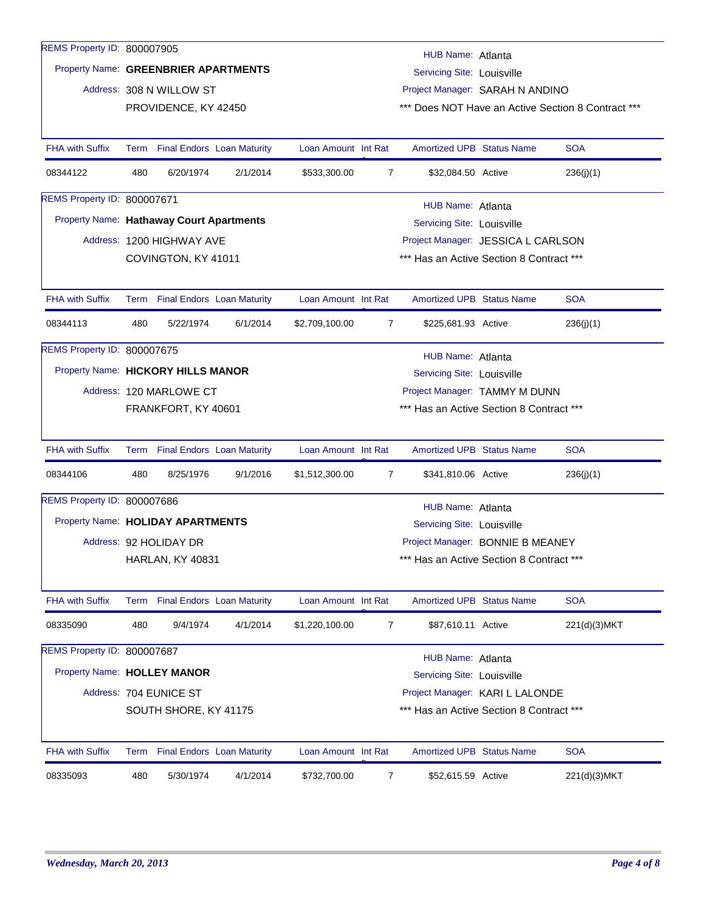REMS Property ID: 800007905

Property Name: **GREENBRIER APARTMENTS**

Address: 308 N WILLOW ST
PROVIDENCE, KY 42450

HUB Name: Atlanta
Servicing Site: Louisville
Project Manager: SARAH N ANDINO
*** Does NOT Have an Active Section 8 Contract ***

| FHA with Suffix | Term | Final Endors | Loan Maturity | Loan Amount | Int Rate | Amortized UPB | Status Name | SOA |
|---|---|---|---|---|---|---|---|---|
| 08344122 | 480 | 6/20/1974 | 2/1/2014 | $533,300.00 | 7 | $32,084.50 | Active | 236(j)(1) |

REMS Property ID: 800007671

Property Name: **Hathaway Court Apartments**

Address: 1200 HIGHWAY AVE
COVINGTON, KY 41011

HUB Name: Atlanta
Servicing Site: Louisville
Project Manager: JESSICA L CARLSON
*** Has an Active Section 8 Contract ***

| FHA with Suffix | Term | Final Endors | Loan Maturity | Loan Amount | Int Rate | Amortized UPB | Status Name | SOA |
|---|---|---|---|---|---|---|---|---|
| 08344113 | 480 | 5/22/1974 | 6/1/2014 | $2,709,100.00 | 7 | $225,681.93 | Active | 236(j)(1) |

REMS Property ID: 800007675

Property Name: **HICKORY HILLS MANOR**

Address: 120 MARLOWE CT
FRANKFORT, KY 40601

HUB Name: Atlanta
Servicing Site: Louisville
Project Manager: TAMMY M DUNN
*** Has an Active Section 8 Contract ***

| FHA with Suffix | Term | Final Endors | Loan Maturity | Loan Amount | Int Rate | Amortized UPB | Status Name | SOA |
|---|---|---|---|---|---|---|---|---|
| 08344106 | 480 | 8/25/1976 | 9/1/2016 | $1,512,300.00 | 7 | $341,810.06 | Active | 236(j)(1) |

REMS Property ID: 800007686

Property Name: **HOLIDAY APARTMENTS**

Address: 92 HOLIDAY DR
HARLAN, KY 40831

HUB Name: Atlanta
Servicing Site: Louisville
Project Manager: BONNIE B MEANEY
*** Has an Active Section 8 Contract ***

| FHA with Suffix | Term | Final Endors | Loan Maturity | Loan Amount | Int Rate | Amortized UPB | Status Name | SOA |
|---|---|---|---|---|---|---|---|---|
| 08335090 | 480 | 9/4/1974 | 4/1/2014 | $1,220,100.00 | 7 | $87,610.11 | Active | 221(d)(3)MKT |

REMS Property ID: 800007687

Property Name: **HOLLEY MANOR**

Address: 704 EUNICE ST
SOUTH SHORE, KY 41175

HUB Name: Atlanta
Servicing Site: Louisville
Project Manager: KARI L LALONDE
*** Has an Active Section 8 Contract ***

| FHA with Suffix | Term | Final Endors | Loan Maturity | Loan Amount | Int Rate | Amortized UPB | Status Name | SOA |
|---|---|---|---|---|---|---|---|---|
| 08335093 | 480 | 5/30/1974 | 4/1/2014 | $732,700.00 | 7 | $52,615.59 | Active | 221(d)(3)MKT |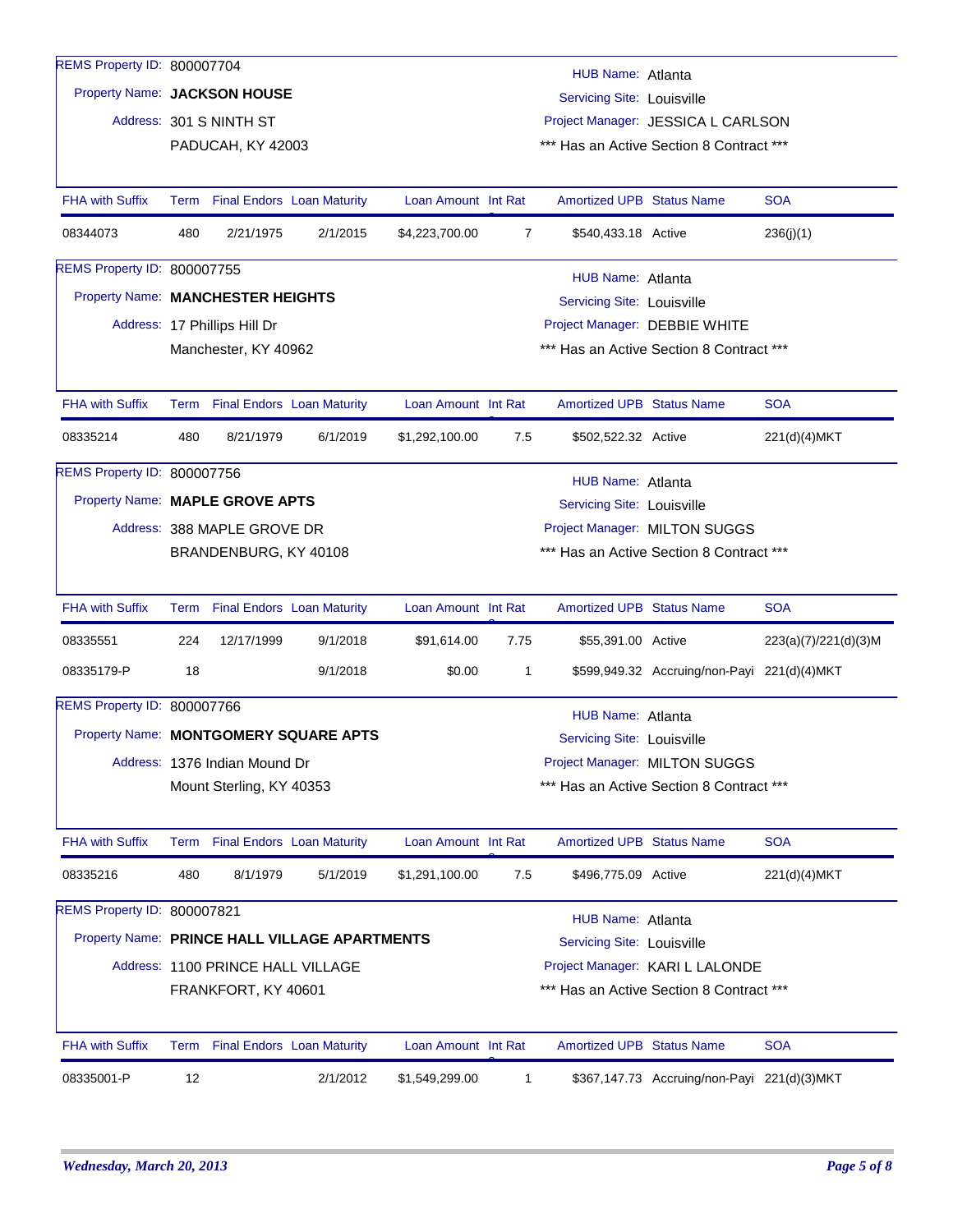REMS Property ID: 800007704

Property Name: **JACKSON HOUSE**

Address: 301 S NINTH ST
PADUCAH, KY 42003

HUB Name: Atlanta
Servicing Site: Louisville
Project Manager: JESSICA L CARLSON
*** Has an Active Section 8 Contract ***

| FHA with Suffix | Term | Final Endors | Loan Maturity | Loan Amount | Int Rate | Amortized UPB | Status Name | SOA |
|---|---|---|---|---|---|---|---|---|
| 08344073 | 480 | 2/21/1975 | 2/1/2015 | $4,223,700.00 | 7 | $540,433.18 | Active | 236(j)(1) |

REMS Property ID: 800007755

Property Name: **MANCHESTER HEIGHTS**

Address: 17 Phillips Hill Dr
Manchester, KY 40962

HUB Name: Atlanta
Servicing Site: Louisville
Project Manager: DEBBIE WHITE
*** Has an Active Section 8 Contract ***

| FHA with Suffix | Term | Final Endors | Loan Maturity | Loan Amount | Int Rate | Amortized UPB | Status Name | SOA |
|---|---|---|---|---|---|---|---|---|
| 08335214 | 480 | 8/21/1979 | 6/1/2019 | $1,292,100.00 | 7.5 | $502,522.32 | Active | 221(d)(4)MKT |

REMS Property ID: 800007756

Property Name: **MAPLE GROVE APTS**

Address: 388 MAPLE GROVE DR
BRANDENBURG, KY 40108

HUB Name: Atlanta
Servicing Site: Louisville
Project Manager: MILTON SUGGS
*** Has an Active Section 8 Contract ***

| FHA with Suffix | Term | Final Endors | Loan Maturity | Loan Amount | Int Rate | Amortized UPB | Status Name | SOA |
|---|---|---|---|---|---|---|---|---|
| 08335551 | 224 | 12/17/1999 | 9/1/2018 | $91,614.00 | 7.75 | $55,391.00 | Active | 223(a)(7)/221(d)(3)M |
| 08335179-P | 18 | | 9/1/2018 | $0.00 | 1 | $599,949.32 | Accruing/non-Payi | 221(d)(4)MKT |

REMS Property ID: 800007766

Property Name: **MONTGOMERY SQUARE APTS**

Address: 1376 Indian Mound Dr
Mount Sterling, KY 40353

HUB Name: Atlanta
Servicing Site: Louisville
Project Manager: MILTON SUGGS
*** Has an Active Section 8 Contract ***

| FHA with Suffix | Term | Final Endors | Loan Maturity | Loan Amount | Int Rate | Amortized UPB | Status Name | SOA |
|---|---|---|---|---|---|---|---|---|
| 08335216 | 480 | 8/1/1979 | 5/1/2019 | $1,291,100.00 | 7.5 | $496,775.09 | Active | 221(d)(4)MKT |

REMS Property ID: 800007821

Property Name: **PRINCE HALL VILLAGE APARTMENTS**

Address: 1100 PRINCE HALL VILLAGE
FRANKFORT, KY 40601

HUB Name: Atlanta
Servicing Site: Louisville
Project Manager: KARI L LALONDE
*** Has an Active Section 8 Contract ***

| FHA with Suffix | Term | Final Endors | Loan Maturity | Loan Amount | Int Rate | Amortized UPB | Status Name | SOA |
|---|---|---|---|---|---|---|---|---|
| 08335001-P | 12 | | 2/1/2012 | $1,549,299.00 | 1 | $367,147.73 | Accruing/non-Payi | 221(d)(3)MKT |

*Wednesday, March 20, 2013*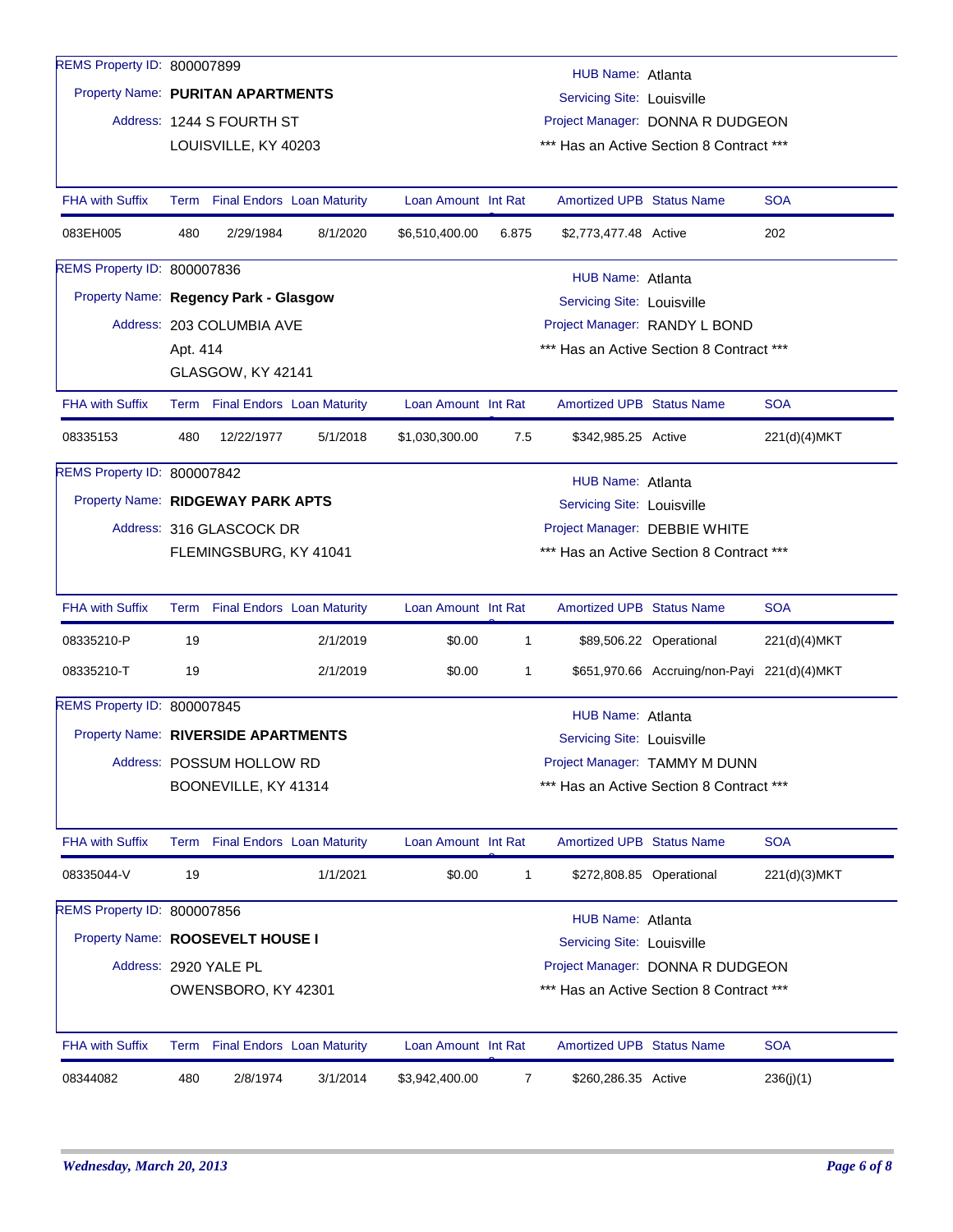**REMS Property ID:** 800007899
**Property Name:** **PURITAN APARTMENTS**
**Address:** 1244 S FOURTH ST
LOUISVILLE, KY 40203

**HUB Name:** Atlanta
**Servicing Site:** Louisville
**Project Manager:** DONNA R DUDGEON
\*\*\* Has an Active Section 8 Contract \*\*\*

| FHA with Suffix | Term | Final Endors | Loan Maturity | Loan Amount | Int Rate | Amortized UPB | Status Name | SOA |
|---|---|---|---|---|---|---|---|---|
| 083EH005 | 480 | 2/29/1984 | 8/1/2020 | $6,510,400.00 | 6.875 | $2,773,477.48 | Active | 202 |

**REMS Property ID:** 800007836
**Property Name:** **Regency Park - Glasgow**
**Address:** 203 COLUMBIA AVE
Apt. 414
GLASGOW, KY 42141

**HUB Name:** Atlanta
**Servicing Site:** Louisville
**Project Manager:** RANDY L BOND
\*\*\* Has an Active Section 8 Contract \*\*\*

| FHA with Suffix | Term | Final Endors | Loan Maturity | Loan Amount | Int Rate | Amortized UPB | Status Name | SOA |
|---|---|---|---|---|---|---|---|---|
| 08335153 | 480 | 12/22/1977 | 5/1/2018 | $1,030,300.00 | 7.5 | $342,985.25 | Active | 221(d)(4)MKT |

**REMS Property ID:** 800007842
**Property Name:** **RIDGEWAY PARK APTS**
**Address:** 316 GLASCOCK DR
FLEMINGSBURG, KY 41041

**HUB Name:** Atlanta
**Servicing Site:** Louisville
**Project Manager:** DEBBIE WHITE
\*\*\* Has an Active Section 8 Contract \*\*\*

| FHA with Suffix | Term | Final Endors | Loan Maturity | Loan Amount | Int Rate | Amortized UPB | Status Name | SOA |
|---|---|---|---|---|---|---|---|---|
| 08335210-P | 19 | | 2/1/2019 | $0.00 | 1 | $89,506.22 | Operational | 221(d)(4)MKT |
| 08335210-T | 19 | | 2/1/2019 | $0.00 | 1 | $651,970.66 | Accruing/non-Payi | 221(d)(4)MKT |

**REMS Property ID:** 800007845
**Property Name:** **RIVERSIDE APARTMENTS**
**Address:** POSSUM HOLLOW RD
BOONEVILLE, KY 41314

**HUB Name:** Atlanta
**Servicing Site:** Louisville
**Project Manager:** TAMMY M DUNN
\*\*\* Has an Active Section 8 Contract \*\*\*

| FHA with Suffix | Term | Final Endors | Loan Maturity | Loan Amount | Int Rate | Amortized UPB | Status Name | SOA |
|---|---|---|---|---|---|---|---|---|
| 08335044-V | 19 | | 1/1/2021 | $0.00 | 1 | $272,808.85 | Operational | 221(d)(3)MKT |

**REMS Property ID:** 800007856
**Property Name:** **ROOSEVELT HOUSE I**
**Address:** 2920 YALE PL
OWENSBORO, KY 42301

**HUB Name:** Atlanta
**Servicing Site:** Louisville
**Project Manager:** DONNA R DUDGEON
\*\*\* Has an Active Section 8 Contract \*\*\*

| FHA with Suffix | Term | Final Endors | Loan Maturity | Loan Amount | Int Rate | Amortized UPB | Status Name | SOA |
|---|---|---|---|---|---|---|---|---|
| 08344082 | 480 | 2/8/1974 | 3/1/2014 | $3,942,400.00 | 7 | $260,286.35 | Active | 236(j)(1) |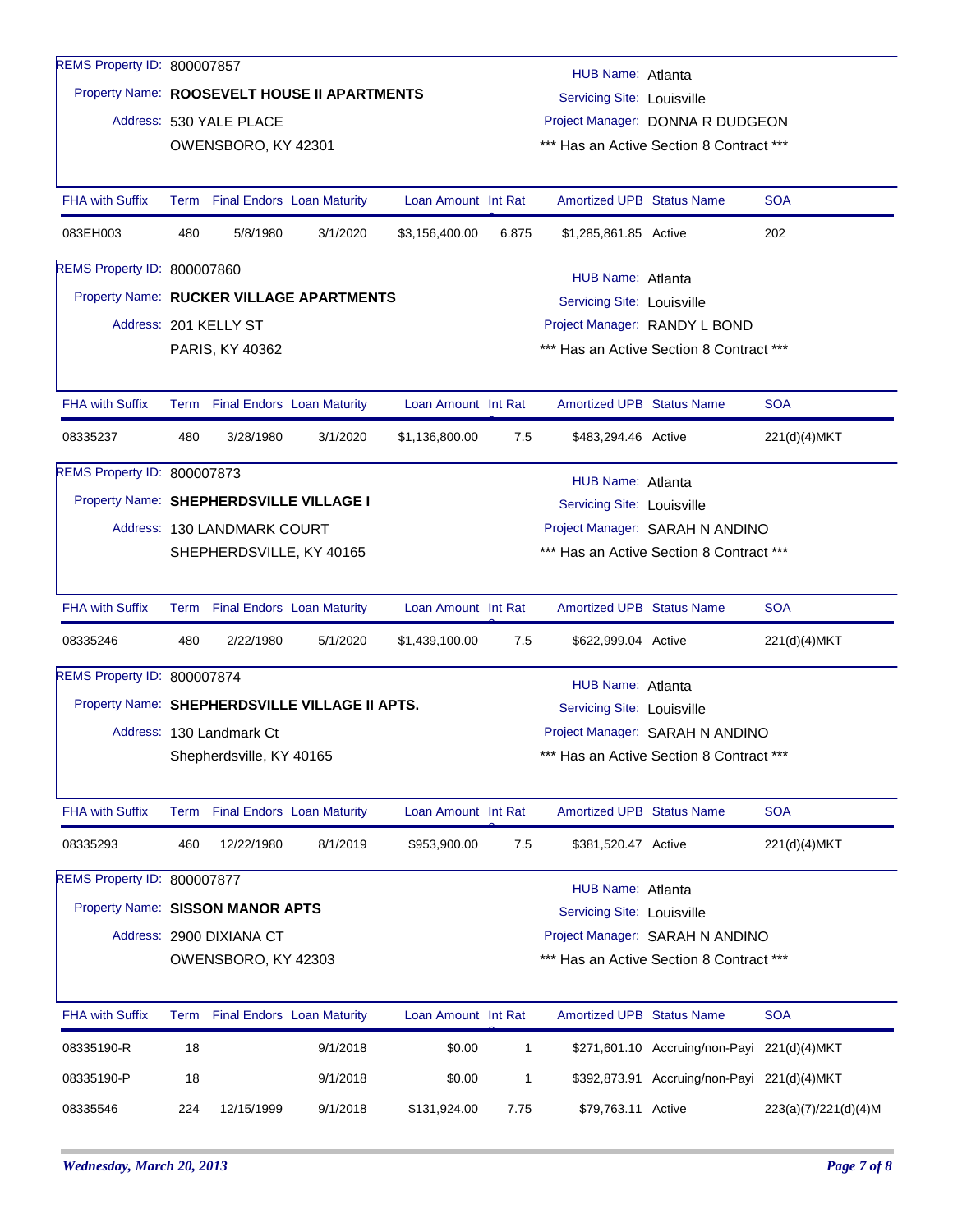REMS Property ID: 800007857

Property Name: **ROOSEVELT HOUSE II APARTMENTS**

Address: 530 YALE PLACE
OWENSBORO, KY 42301

HUB Name: Atlanta
Servicing Site: Louisville
Project Manager: DONNA R DUDGEON
*** Has an Active Section 8 Contract ***

| FHA with Suffix | Term | Final Endors | Loan Maturity | Loan Amount | Int Rate | Amortized UPB | Status Name | SOA |
|---|---|---|---|---|---|---|---|---|
| 083EH003 | 480 | 5/8/1980 | 3/1/2020 | $3,156,400.00 | 6.875 | $1,285,861.85 | Active | 202 |

REMS Property ID: 800007860

Property Name: **RUCKER VILLAGE APARTMENTS**

Address: 201 KELLY ST
PARIS, KY 40362

HUB Name: Atlanta
Servicing Site: Louisville
Project Manager: RANDY L BOND
*** Has an Active Section 8 Contract ***

| FHA with Suffix | Term | Final Endors | Loan Maturity | Loan Amount | Int Rate | Amortized UPB | Status Name | SOA |
|---|---|---|---|---|---|---|---|---|
| 08335237 | 480 | 3/28/1980 | 3/1/2020 | $1,136,800.00 | 7.5 | $483,294.46 | Active | 221(d)(4)MKT |

REMS Property ID: 800007873

Property Name: **SHEPHERDSVILLE VILLAGE I**

Address: 130 LANDMARK COURT
SHEPHERDSVILLE, KY 40165

HUB Name: Atlanta
Servicing Site: Louisville
Project Manager: SARAH N ANDINO
*** Has an Active Section 8 Contract ***

| FHA with Suffix | Term | Final Endors | Loan Maturity | Loan Amount | Int Rate | Amortized UPB | Status Name | SOA |
|---|---|---|---|---|---|---|---|---|
| 08335246 | 480 | 2/22/1980 | 5/1/2020 | $1,439,100.00 | 7.5 | $622,999.04 | Active | 221(d)(4)MKT |

REMS Property ID: 800007874

Property Name: **SHEPHERDSVILLE VILLAGE II APTS.**

Address: 130 Landmark Ct
Shepherdsville, KY 40165

HUB Name: Atlanta
Servicing Site: Louisville
Project Manager: SARAH N ANDINO
*** Has an Active Section 8 Contract ***

| FHA with Suffix | Term | Final Endors | Loan Maturity | Loan Amount | Int Rate | Amortized UPB | Status Name | SOA |
|---|---|---|---|---|---|---|---|---|
| 08335293 | 460 | 12/22/1980 | 8/1/2019 | $953,900.00 | 7.5 | $381,520.47 | Active | 221(d)(4)MKT |

REMS Property ID: 800007877

Property Name: **SISSON MANOR APTS**

Address: 2900 DIXIANA CT
OWENSBORO, KY 42303

HUB Name: Atlanta
Servicing Site: Louisville
Project Manager: SARAH N ANDINO
*** Has an Active Section 8 Contract ***

| FHA with Suffix | Term | Final Endors | Loan Maturity | Loan Amount | Int Rate | Amortized UPB | Status Name | SOA |
|---|---|---|---|---|---|---|---|---|
| 08335190-R | 18 | | 9/1/2018 | $0.00 | 1 | $271,601.10 | Accruing/non-Payi | 221(d)(4)MKT |
| 08335190-P | 18 | | 9/1/2018 | $0.00 | 1 | $392,873.91 | Accruing/non-Payi | 221(d)(4)MKT |
| 08335546 | 224 | 12/15/1999 | 9/1/2018 | $131,924.00 | 7.75 | $79,763.11 | Active | 223(a)(7)/221(d)(4)M |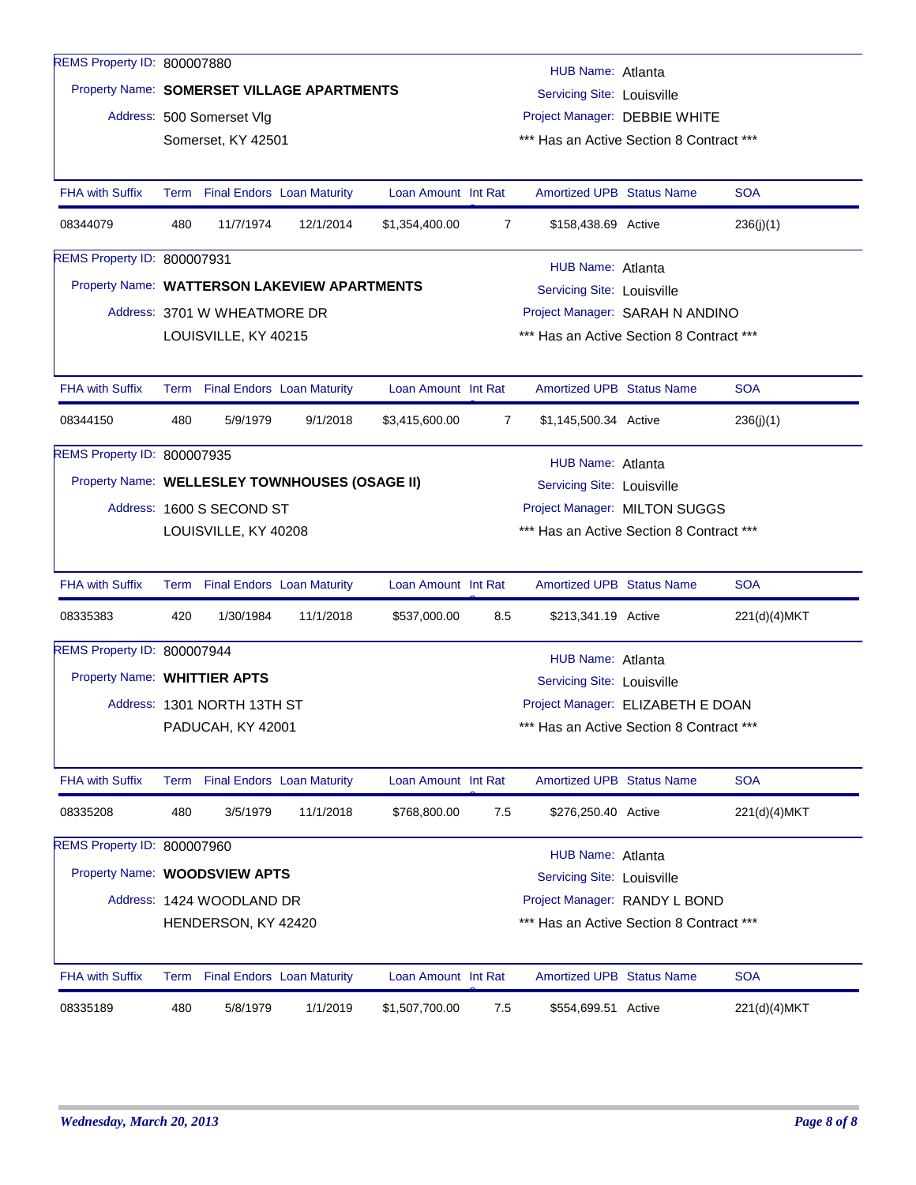REMS Property ID: 800007880

Property Name: **SOMERSET VILLAGE APARTMENTS**

Address: 500 Somerset Vlg
Somerset, KY 42501

HUB Name: Atlanta
Servicing Site: Louisville
Project Manager: DEBBIE WHITE
*** Has an Active Section 8 Contract ***

| FHA with Suffix | Term | Final Endors | Loan Maturity | Loan Amount | Int Rate | Amortized UPB | Status Name | SOA |
|---|---|---|---|---|---|---|---|---|
| 08344079 | 480 | 11/7/1974 | 12/1/2014 | $1,354,400.00 | 7 | $158,438.69 | Active | 236(j)(1) |

REMS Property ID: 800007931

Property Name: **WATTERSON LAKEVIEW APARTMENTS**

Address: 3701 W WHEATMORE DR
LOUISVILLE, KY 40215

HUB Name: Atlanta
Servicing Site: Louisville
Project Manager: SARAH N ANDINO
*** Has an Active Section 8 Contract ***

| FHA with Suffix | Term | Final Endors | Loan Maturity | Loan Amount | Int Rate | Amortized UPB | Status Name | SOA |
|---|---|---|---|---|---|---|---|---|
| 08344150 | 480 | 5/9/1979 | 9/1/2018 | $3,415,600.00 | 7 | $1,145,500.34 | Active | 236(j)(1) |

REMS Property ID: 800007935

Property Name: **WELLESLEY TOWNHOUSES (OSAGE II)**

Address: 1600 S SECOND ST
LOUISVILLE, KY 40208

HUB Name: Atlanta
Servicing Site: Louisville
Project Manager: MILTON SUGGS
*** Has an Active Section 8 Contract ***

| FHA with Suffix | Term | Final Endors | Loan Maturity | Loan Amount | Int Rate | Amortized UPB | Status Name | SOA |
|---|---|---|---|---|---|---|---|---|
| 08335383 | 420 | 1/30/1984 | 11/1/2018 | $537,000.00 | 8.5 | $213,341.19 | Active | 221(d)(4)MKT |

REMS Property ID: 800007944

Property Name: **WHITTIER APTS**

Address: 1301 NORTH 13TH ST
PADUCAH, KY 42001

HUB Name: Atlanta
Servicing Site: Louisville
Project Manager: ELIZABETH E DOAN
*** Has an Active Section 8 Contract ***

| FHA with Suffix | Term | Final Endors | Loan Maturity | Loan Amount | Int Rate | Amortized UPB | Status Name | SOA |
|---|---|---|---|---|---|---|---|---|
| 08335208 | 480 | 3/5/1979 | 11/1/2018 | $768,800.00 | 7.5 | $276,250.40 | Active | 221(d)(4)MKT |

REMS Property ID: 800007960

Property Name: **WOODSVIEW APTS**

Address: 1424 WOODLAND DR
HENDERSON, KY 42420

HUB Name: Atlanta
Servicing Site: Louisville
Project Manager: RANDY L BOND
*** Has an Active Section 8 Contract ***

| FHA with Suffix | Term | Final Endors | Loan Maturity | Loan Amount | Int Rate | Amortized UPB | Status Name | SOA |
|---|---|---|---|---|---|---|---|---|
| 08335189 | 480 | 5/8/1979 | 1/1/2019 | $1,507,700.00 | 7.5 | $554,699.51 | Active | 221(d)(4)MKT |